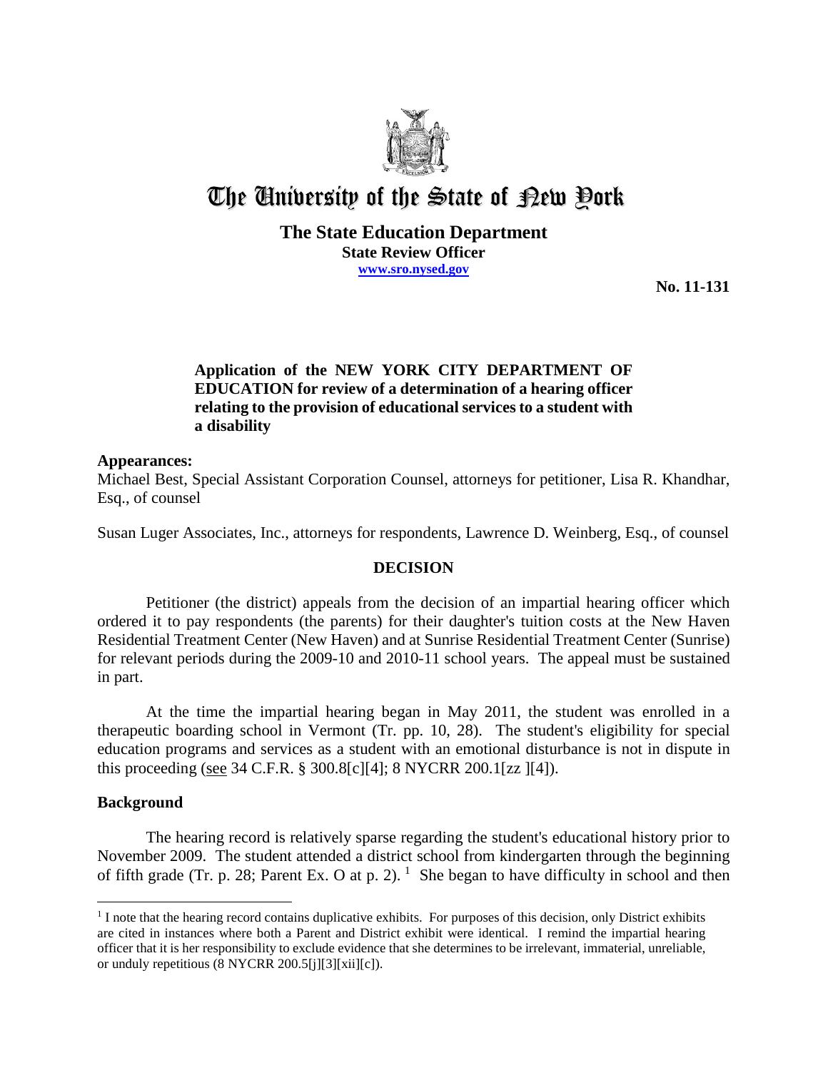# The University of the State of New York

**The State Education Department**
**State Review Officer**
**www.sro.nysed.gov**

**No. 11-131**

**Application of the NEW YORK CITY DEPARTMENT OF EDUCATION for review of a determination of a hearing officer relating to the provision of educational services to a student with a disability**

## Appearances:

Michael Best, Special Assistant Corporation Counsel, attorneys for petitioner, Lisa R. Khandhar, Esq., of counsel

Susan Luger Associates, Inc., attorneys for respondents, Lawrence D. Weinberg, Esq., of counsel

## DECISION

Petitioner (the district) appeals from the decision of an impartial hearing officer which ordered it to pay respondents (the parents) for their daughter's tuition costs at the New Haven Residential Treatment Center (New Haven) and at Sunrise Residential Treatment Center (Sunrise) for relevant periods during the 2009-10 and 2010-11 school years. The appeal must be sustained in part.

At the time the impartial hearing began in May 2011, the student was enrolled in a therapeutic boarding school in Vermont (Tr. pp. 10, 28). The student's eligibility for special education programs and services as a student with an emotional disturbance is not in dispute in this proceeding (see 34 C.F.R. § 300.8[c][4]; 8 NYCRR 200.1[zz ][4]).

## Background

The hearing record is relatively sparse regarding the student's educational history prior to November 2009. The student attended a district school from kindergarten through the beginning of fifth grade (Tr. p. 28; Parent Ex. O at p. 2). [1] She began to have difficulty in school and then

[1] I note that the hearing record contains duplicative exhibits. For purposes of this decision, only District exhibits are cited in instances where both a Parent and District exhibit were identical. I remind the impartial hearing officer that it is her responsibility to exclude evidence that she determines to be irrelevant, immaterial, unreliable, or unduly repetitious (8 NYCRR 200.5[j][3][xii][c]).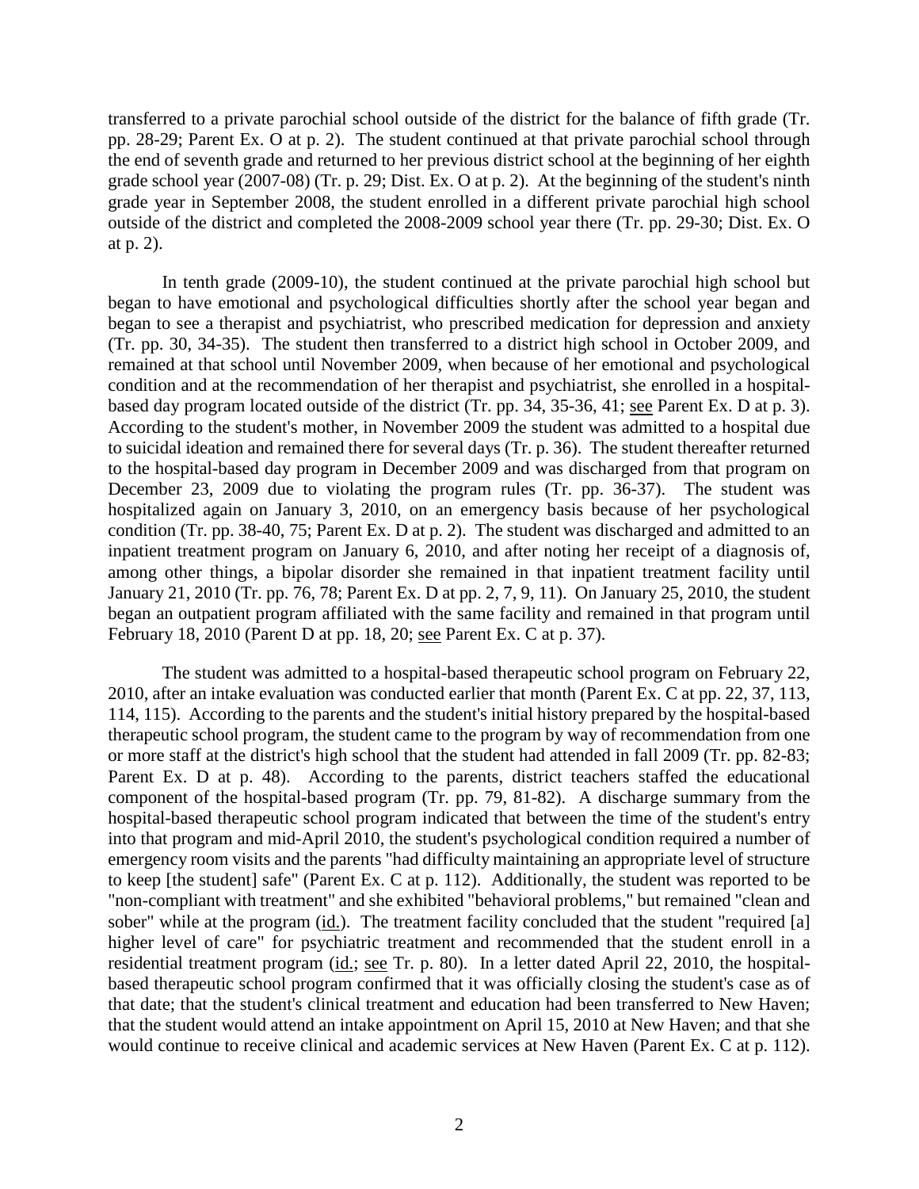transferred to a private parochial school outside of the district for the balance of fifth grade (Tr. pp. 28-29; Parent Ex. O at p. 2). The student continued at that private parochial school through the end of seventh grade and returned to her previous district school at the beginning of her eighth grade school year (2007-08) (Tr. p. 29; Dist. Ex. O at p. 2). At the beginning of the student's ninth grade year in September 2008, the student enrolled in a different private parochial high school outside of the district and completed the 2008-2009 school year there (Tr. pp. 29-30; Dist. Ex. O at p. 2).

In tenth grade (2009-10), the student continued at the private parochial high school but began to have emotional and psychological difficulties shortly after the school year began and began to see a therapist and psychiatrist, who prescribed medication for depression and anxiety (Tr. pp. 30, 34-35). The student then transferred to a district high school in October 2009, and remained at that school until November 2009, when because of her emotional and psychological condition and at the recommendation of her therapist and psychiatrist, she enrolled in a hospital-based day program located outside of the district (Tr. pp. 34, 35-36, 41; see Parent Ex. D at p. 3). According to the student's mother, in November 2009 the student was admitted to a hospital due to suicidal ideation and remained there for several days (Tr. p. 36). The student thereafter returned to the hospital-based day program in December 2009 and was discharged from that program on December 23, 2009 due to violating the program rules (Tr. pp. 36-37). The student was hospitalized again on January 3, 2010, on an emergency basis because of her psychological condition (Tr. pp. 38-40, 75; Parent Ex. D at p. 2). The student was discharged and admitted to an inpatient treatment program on January 6, 2010, and after noting her receipt of a diagnosis of, among other things, a bipolar disorder she remained in that inpatient treatment facility until January 21, 2010 (Tr. pp. 76, 78; Parent Ex. D at pp. 2, 7, 9, 11). On January 25, 2010, the student began an outpatient program affiliated with the same facility and remained in that program until February 18, 2010 (Parent D at pp. 18, 20; see Parent Ex. C at p. 37).

The student was admitted to a hospital-based therapeutic school program on February 22, 2010, after an intake evaluation was conducted earlier that month (Parent Ex. C at pp. 22, 37, 113, 114, 115). According to the parents and the student's initial history prepared by the hospital-based therapeutic school program, the student came to the program by way of recommendation from one or more staff at the district's high school that the student had attended in fall 2009 (Tr. pp. 82-83; Parent Ex. D at p. 48). According to the parents, district teachers staffed the educational component of the hospital-based program (Tr. pp. 79, 81-82). A discharge summary from the hospital-based therapeutic school program indicated that between the time of the student's entry into that program and mid-April 2010, the student's psychological condition required a number of emergency room visits and the parents "had difficulty maintaining an appropriate level of structure to keep [the student] safe" (Parent Ex. C at p. 112). Additionally, the student was reported to be "non-compliant with treatment" and she exhibited "behavioral problems," but remained "clean and sober" while at the program (id.). The treatment facility concluded that the student "required [a] higher level of care" for psychiatric treatment and recommended that the student enroll in a residential treatment program (id.; see Tr. p. 80). In a letter dated April 22, 2010, the hospital-based therapeutic school program confirmed that it was officially closing the student's case as of that date; that the student's clinical treatment and education had been transferred to New Haven; that the student would attend an intake appointment on April 15, 2010 at New Haven; and that she would continue to receive clinical and academic services at New Haven (Parent Ex. C at p. 112).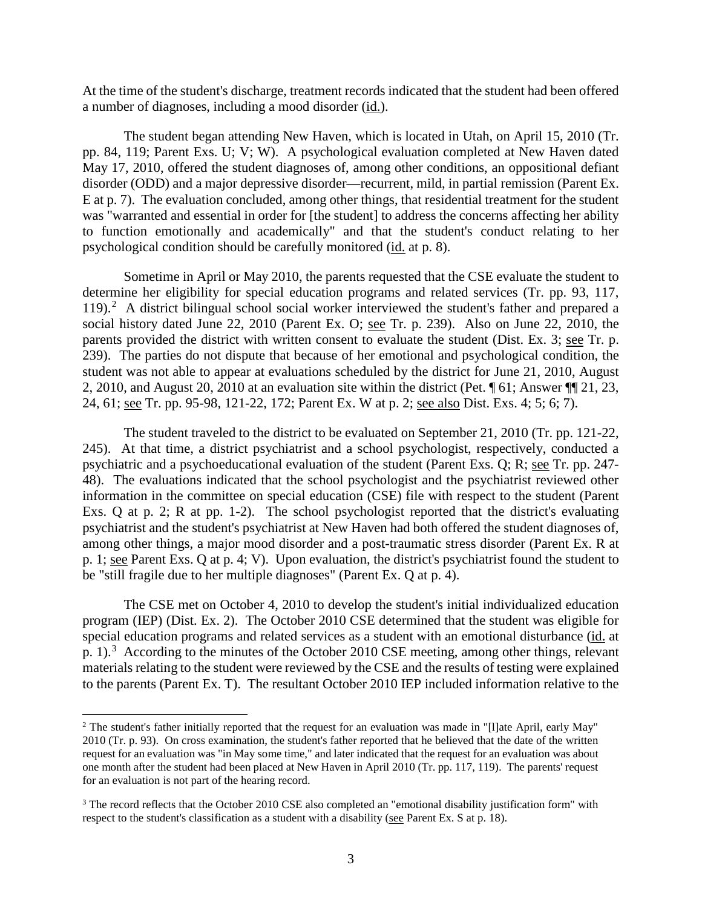At the time of the student's discharge, treatment records indicated that the student had been offered a number of diagnoses, including a mood disorder (id.).

The student began attending New Haven, which is located in Utah, on April 15, 2010 (Tr. pp. 84, 119; Parent Exs. U; V; W). A psychological evaluation completed at New Haven dated May 17, 2010, offered the student diagnoses of, among other conditions, an oppositional defiant disorder (ODD) and a major depressive disorder—recurrent, mild, in partial remission (Parent Ex. E at p. 7). The evaluation concluded, among other things, that residential treatment for the student was "warranted and essential in order for [the student] to address the concerns affecting her ability to function emotionally and academically" and that the student's conduct relating to her psychological condition should be carefully monitored (id. at p. 8).

Sometime in April or May 2010, the parents requested that the CSE evaluate the student to determine her eligibility for special education programs and related services (Tr. pp. 93, 117, 119).[2] A district bilingual school social worker interviewed the student's father and prepared a social history dated June 22, 2010 (Parent Ex. O; see Tr. p. 239). Also on June 22, 2010, the parents provided the district with written consent to evaluate the student (Dist. Ex. 3; see Tr. p. 239). The parties do not dispute that because of her emotional and psychological condition, the student was not able to appear at evaluations scheduled by the district for June 21, 2010, August 2, 2010, and August 20, 2010 at an evaluation site within the district (Pet. ¶ 61; Answer ¶¶ 21, 23, 24, 61; see Tr. pp. 95-98, 121-22, 172; Parent Ex. W at p. 2; see also Dist. Exs. 4; 5; 6; 7).

The student traveled to the district to be evaluated on September 21, 2010 (Tr. pp. 121-22, 245). At that time, a district psychiatrist and a school psychologist, respectively, conducted a psychiatric and a psychoeducational evaluation of the student (Parent Exs. Q; R; see Tr. pp. 247-48). The evaluations indicated that the school psychologist and the psychiatrist reviewed other information in the committee on special education (CSE) file with respect to the student (Parent Exs. Q at p. 2; R at pp. 1-2). The school psychologist reported that the district's evaluating psychiatrist and the student's psychiatrist at New Haven had both offered the student diagnoses of, among other things, a major mood disorder and a post-traumatic stress disorder (Parent Ex. R at p. 1; see Parent Exs. Q at p. 4; V). Upon evaluation, the district's psychiatrist found the student to be "still fragile due to her multiple diagnoses" (Parent Ex. Q at p. 4).

The CSE met on October 4, 2010 to develop the student's initial individualized education program (IEP) (Dist. Ex. 2). The October 2010 CSE determined that the student was eligible for special education programs and related services as a student with an emotional disturbance (id. at p. 1).[3] According to the minutes of the October 2010 CSE meeting, among other things, relevant materials relating to the student were reviewed by the CSE and the results of testing were explained to the parents (Parent Ex. T). The resultant October 2010 IEP included information relative to the

---

[2] The student's father initially reported that the request for an evaluation was made in "[l]ate April, early May" 2010 (Tr. p. 93). On cross examination, the student's father reported that he believed that the date of the written request for an evaluation was "in May some time," and later indicated that the request for an evaluation was about one month after the student had been placed at New Haven in April 2010 (Tr. pp. 117, 119). The parents' request for an evaluation is not part of the hearing record.

[3] The record reflects that the October 2010 CSE also completed an "emotional disability justification form" with respect to the student's classification as a student with a disability (see Parent Ex. S at p. 18).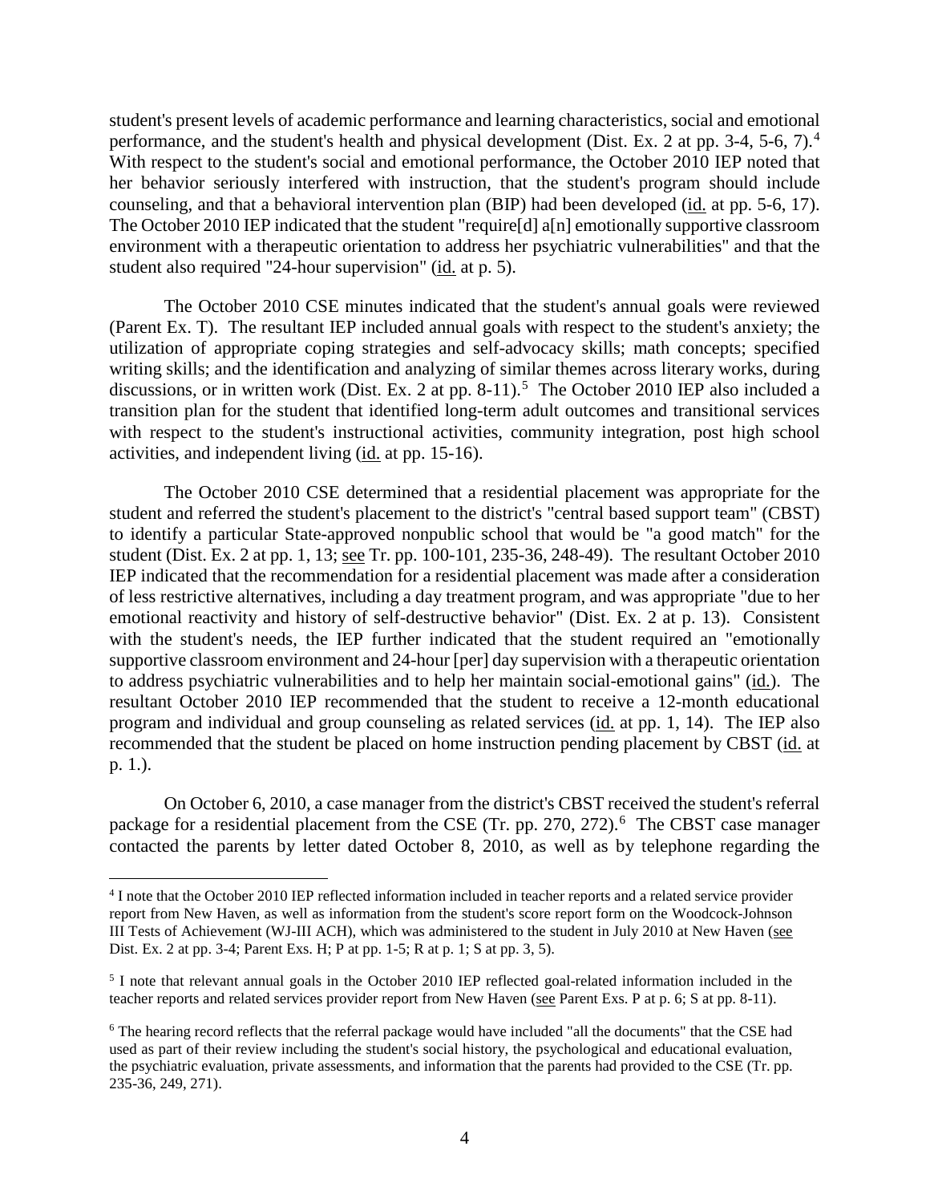student's present levels of academic performance and learning characteristics, social and emotional performance, and the student's health and physical development (Dist. Ex. 2 at pp. 3-4, 5-6, 7).[4] With respect to the student's social and emotional performance, the October 2010 IEP noted that her behavior seriously interfered with instruction, that the student's program should include counseling, and that a behavioral intervention plan (BIP) had been developed (id. at pp. 5-6, 17). The October 2010 IEP indicated that the student "require[d] a[n] emotionally supportive classroom environment with a therapeutic orientation to address her psychiatric vulnerabilities" and that the student also required "24-hour supervision" (id. at p. 5).

The October 2010 CSE minutes indicated that the student's annual goals were reviewed (Parent Ex. T). The resultant IEP included annual goals with respect to the student's anxiety; the utilization of appropriate coping strategies and self-advocacy skills; math concepts; specified writing skills; and the identification and analyzing of similar themes across literary works, during discussions, or in written work (Dist. Ex. 2 at pp. 8-11).[5] The October 2010 IEP also included a transition plan for the student that identified long-term adult outcomes and transitional services with respect to the student's instructional activities, community integration, post high school activities, and independent living (id. at pp. 15-16).

The October 2010 CSE determined that a residential placement was appropriate for the student and referred the student's placement to the district's "central based support team" (CBST) to identify a particular State-approved nonpublic school that would be "a good match" for the student (Dist. Ex. 2 at pp. 1, 13; see Tr. pp. 100-101, 235-36, 248-49). The resultant October 2010 IEP indicated that the recommendation for a residential placement was made after a consideration of less restrictive alternatives, including a day treatment program, and was appropriate "due to her emotional reactivity and history of self-destructive behavior" (Dist. Ex. 2 at p. 13). Consistent with the student's needs, the IEP further indicated that the student required an "emotionally supportive classroom environment and 24-hour [per] day supervision with a therapeutic orientation to address psychiatric vulnerabilities and to help her maintain social-emotional gains" (id.). The resultant October 2010 IEP recommended that the student to receive a 12-month educational program and individual and group counseling as related services (id. at pp. 1, 14). The IEP also recommended that the student be placed on home instruction pending placement by CBST (id. at p. 1.).

On October 6, 2010, a case manager from the district's CBST received the student's referral package for a residential placement from the CSE (Tr. pp. 270, 272).[6] The CBST case manager contacted the parents by letter dated October 8, 2010, as well as by telephone regarding the

---

[4] I note that the October 2010 IEP reflected information included in teacher reports and a related service provider report from New Haven, as well as information from the student's score report form on the Woodcock-Johnson III Tests of Achievement (WJ-III ACH), which was administered to the student in July 2010 at New Haven (see Dist. Ex. 2 at pp. 3-4; Parent Exs. H; P at pp. 1-5; R at p. 1; S at pp. 3, 5).

[5] I note that relevant annual goals in the October 2010 IEP reflected goal-related information included in the teacher reports and related services provider report from New Haven (see Parent Exs. P at p. 6; S at pp. 8-11).

[6] The hearing record reflects that the referral package would have included "all the documents" that the CSE had used as part of their review including the student's social history, the psychological and educational evaluation, the psychiatric evaluation, private assessments, and information that the parents had provided to the CSE (Tr. pp. 235-36, 249, 271).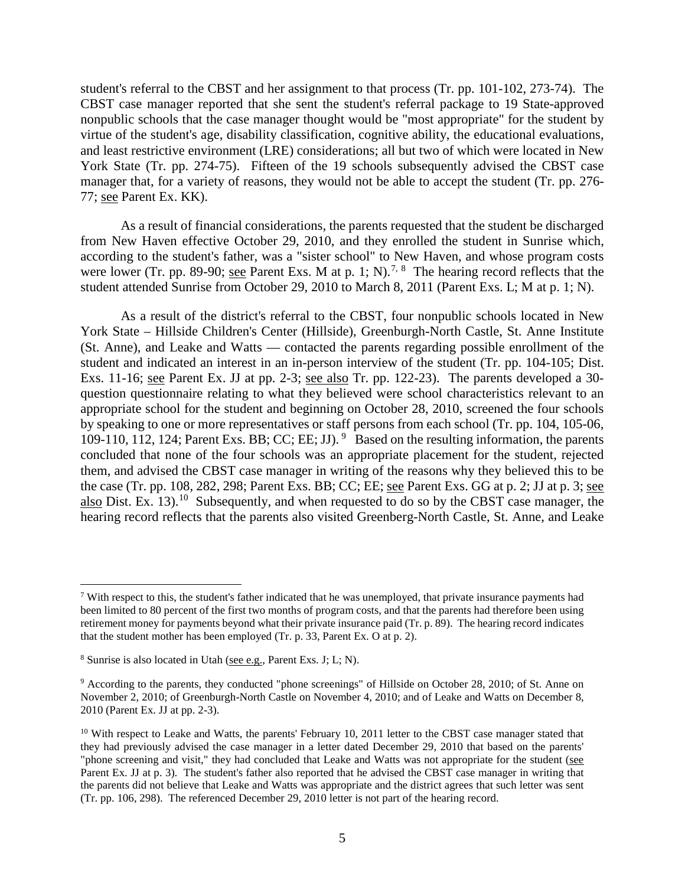student's referral to the CBST and her assignment to that process (Tr. pp. 101-102, 273-74). The CBST case manager reported that she sent the student's referral package to 19 State-approved nonpublic schools that the case manager thought would be "most appropriate" for the student by virtue of the student's age, disability classification, cognitive ability, the educational evaluations, and least restrictive environment (LRE) considerations; all but two of which were located in New York State (Tr. pp. 274-75). Fifteen of the 19 schools subsequently advised the CBST case manager that, for a variety of reasons, they would not be able to accept the student (Tr. pp. 276-77; see Parent Ex. KK).

As a result of financial considerations, the parents requested that the student be discharged from New Haven effective October 29, 2010, and they enrolled the student in Sunrise which, according to the student's father, was a "sister school" to New Haven, and whose program costs were lower (Tr. pp. 89-90; see Parent Exs. M at p. 1; N).[7, 8] The hearing record reflects that the student attended Sunrise from October 29, 2010 to March 8, 2011 (Parent Exs. L; M at p. 1; N).

As a result of the district's referral to the CBST, four nonpublic schools located in New York State – Hillside Children's Center (Hillside), Greenburgh-North Castle, St. Anne Institute (St. Anne), and Leake and Watts — contacted the parents regarding possible enrollment of the student and indicated an interest in an in-person interview of the student (Tr. pp. 104-105; Dist. Exs. 11-16; see Parent Ex. JJ at pp. 2-3; see also Tr. pp. 122-23). The parents developed a 30-question questionnaire relating to what they believed were school characteristics relevant to an appropriate school for the student and beginning on October 28, 2010, screened the four schools by speaking to one or more representatives or staff persons from each school (Tr. pp. 104, 105-06, 109-110, 112, 124; Parent Exs. BB; CC; EE; JJ).[9] Based on the resulting information, the parents concluded that none of the four schools was an appropriate placement for the student, rejected them, and advised the CBST case manager in writing of the reasons why they believed this to be the case (Tr. pp. 108, 282, 298; Parent Exs. BB; CC; EE; see Parent Exs. GG at p. 2; JJ at p. 3; see also Dist. Ex. 13).[10] Subsequently, and when requested to do so by the CBST case manager, the hearing record reflects that the parents also visited Greenberg-North Castle, St. Anne, and Leake

---

[7] With respect to this, the student's father indicated that he was unemployed, that private insurance payments had been limited to 80 percent of the first two months of program costs, and that the parents had therefore been using retirement money for payments beyond what their private insurance paid (Tr. p. 89). The hearing record indicates that the student mother has been employed (Tr. p. 33, Parent Ex. O at p. 2).

[8] Sunrise is also located in Utah (see e.g., Parent Exs. J; L; N).

[9] According to the parents, they conducted "phone screenings" of Hillside on October 28, 2010; of St. Anne on November 2, 2010; of Greenburgh-North Castle on November 4, 2010; and of Leake and Watts on December 8, 2010 (Parent Ex. JJ at pp. 2-3).

[10] With respect to Leake and Watts, the parents' February 10, 2011 letter to the CBST case manager stated that they had previously advised the case manager in a letter dated December 29, 2010 that based on the parents' "phone screening and visit," they had concluded that Leake and Watts was not appropriate for the student (see Parent Ex. JJ at p. 3). The student's father also reported that he advised the CBST case manager in writing that the parents did not believe that Leake and Watts was appropriate and the district agrees that such letter was sent (Tr. pp. 106, 298). The referenced December 29, 2010 letter is not part of the hearing record.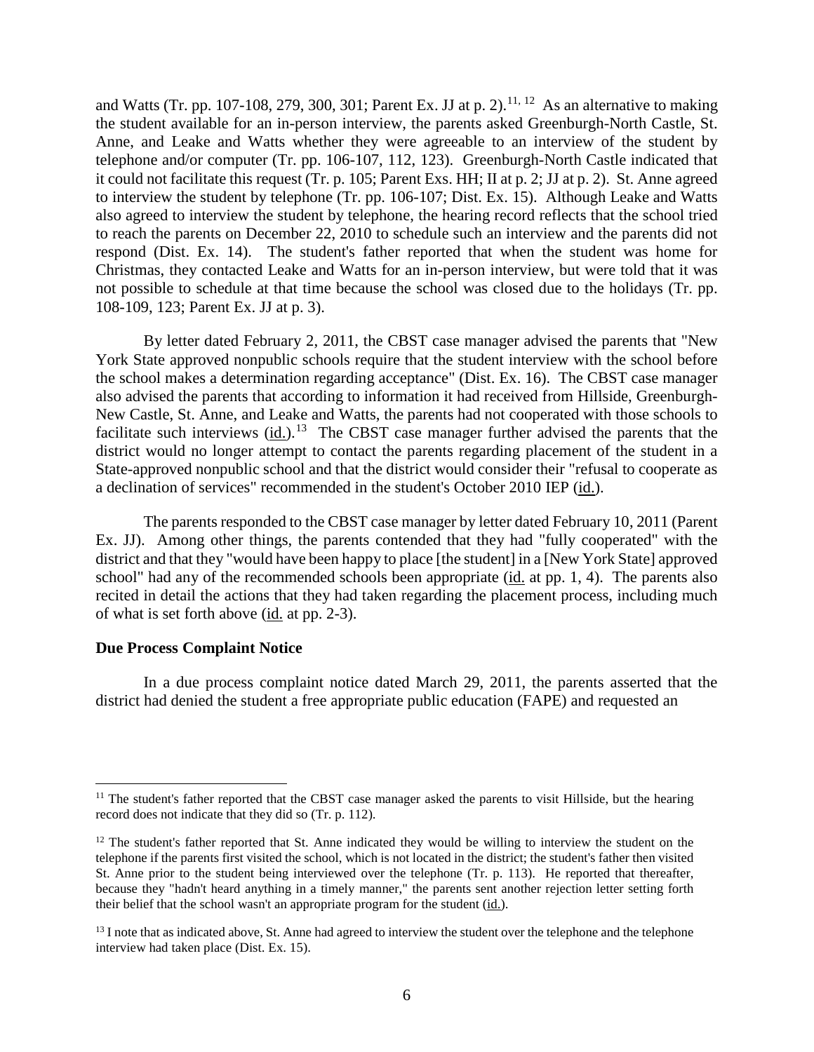and Watts (Tr. pp. 107-108, 279, 300, 301; Parent Ex. JJ at p. 2).[11, 12] As an alternative to making the student available for an in-person interview, the parents asked Greenburgh-North Castle, St. Anne, and Leake and Watts whether they were agreeable to an interview of the student by telephone and/or computer (Tr. pp. 106-107, 112, 123). Greenburgh-North Castle indicated that it could not facilitate this request (Tr. p. 105; Parent Exs. HH; II at p. 2; JJ at p. 2). St. Anne agreed to interview the student by telephone (Tr. pp. 106-107; Dist. Ex. 15). Although Leake and Watts also agreed to interview the student by telephone, the hearing record reflects that the school tried to reach the parents on December 22, 2010 to schedule such an interview and the parents did not respond (Dist. Ex. 14). The student's father reported that when the student was home for Christmas, they contacted Leake and Watts for an in-person interview, but were told that it was not possible to schedule at that time because the school was closed due to the holidays (Tr. pp. 108-109, 123; Parent Ex. JJ at p. 3).

By letter dated February 2, 2011, the CBST case manager advised the parents that "New York State approved nonpublic schools require that the student interview with the school before the school makes a determination regarding acceptance" (Dist. Ex. 16). The CBST case manager also advised the parents that according to information it had received from Hillside, Greenburgh-New Castle, St. Anne, and Leake and Watts, the parents had not cooperated with those schools to facilitate such interviews (id.).[13] The CBST case manager further advised the parents that the district would no longer attempt to contact the parents regarding placement of the student in a State-approved nonpublic school and that the district would consider their "refusal to cooperate as a declination of services" recommended in the student's October 2010 IEP (id.).

The parents responded to the CBST case manager by letter dated February 10, 2011 (Parent Ex. JJ). Among other things, the parents contended that they had "fully cooperated" with the district and that they "would have been happy to place [the student] in a [New York State] approved school" had any of the recommended schools been appropriate (id. at pp. 1, 4). The parents also recited in detail the actions that they had taken regarding the placement process, including much of what is set forth above (id. at pp. 2-3).

**Due Process Complaint Notice**

In a due process complaint notice dated March 29, 2011, the parents asserted that the district had denied the student a free appropriate public education (FAPE) and requested an

---

[11] The student's father reported that the CBST case manager asked the parents to visit Hillside, but the hearing record does not indicate that they did so (Tr. p. 112).

[12] The student's father reported that St. Anne indicated they would be willing to interview the student on the telephone if the parents first visited the school, which is not located in the district; the student's father then visited St. Anne prior to the student being interviewed over the telephone (Tr. p. 113). He reported that thereafter, because they "hadn't heard anything in a timely manner," the parents sent another rejection letter setting forth their belief that the school wasn't an appropriate program for the student (id.).

[13] I note that as indicated above, St. Anne had agreed to interview the student over the telephone and the telephone interview had taken place (Dist. Ex. 15).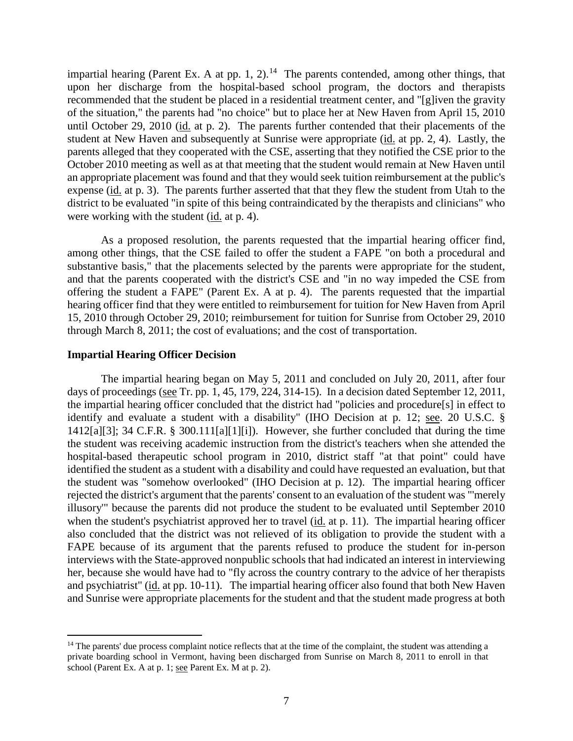impartial hearing (Parent Ex. A at pp. 1, 2).[14] The parents contended, among other things, that upon her discharge from the hospital-based school program, the doctors and therapists recommended that the student be placed in a residential treatment center, and "[g]iven the gravity of the situation," the parents had "no choice" but to place her at New Haven from April 15, 2010 until October 29, 2010 (id. at p. 2). The parents further contended that their placements of the student at New Haven and subsequently at Sunrise were appropriate (id. at pp. 2, 4). Lastly, the parents alleged that they cooperated with the CSE, asserting that they notified the CSE prior to the October 2010 meeting as well as at that meeting that the student would remain at New Haven until an appropriate placement was found and that they would seek tuition reimbursement at the public's expense (id. at p. 3). The parents further asserted that that they flew the student from Utah to the district to be evaluated "in spite of this being contraindicated by the therapists and clinicians" who were working with the student (id. at p. 4).

As a proposed resolution, the parents requested that the impartial hearing officer find, among other things, that the CSE failed to offer the student a FAPE "on both a procedural and substantive basis," that the placements selected by the parents were appropriate for the student, and that the parents cooperated with the district's CSE and "in no way impeded the CSE from offering the student a FAPE" (Parent Ex. A at p. 4). The parents requested that the impartial hearing officer find that they were entitled to reimbursement for tuition for New Haven from April 15, 2010 through October 29, 2010; reimbursement for tuition for Sunrise from October 29, 2010 through March 8, 2011; the cost of evaluations; and the cost of transportation.

### Impartial Hearing Officer Decision

The impartial hearing began on May 5, 2011 and concluded on July 20, 2011, after four days of proceedings (see Tr. pp. 1, 45, 179, 224, 314-15). In a decision dated September 12, 2011, the impartial hearing officer concluded that the district had "policies and procedure[s] in effect to identify and evaluate a student with a disability" (IHO Decision at p. 12; see. 20 U.S.C. § 1412[a][3]; 34 C.F.R. § 300.111[a][1][i]). However, she further concluded that during the time the student was receiving academic instruction from the district's teachers when she attended the hospital-based therapeutic school program in 2010, district staff "at that point" could have identified the student as a student with a disability and could have requested an evaluation, but that the student was "somehow overlooked" (IHO Decision at p. 12). The impartial hearing officer rejected the district's argument that the parents' consent to an evaluation of the student was "'merely illusory'" because the parents did not produce the student to be evaluated until September 2010 when the student's psychiatrist approved her to travel (id. at p. 11). The impartial hearing officer also concluded that the district was not relieved of its obligation to provide the student with a FAPE because of its argument that the parents refused to produce the student for in-person interviews with the State-approved nonpublic schools that had indicated an interest in interviewing her, because she would have had to "fly across the country contrary to the advice of her therapists and psychiatrist" (id. at pp. 10-11). The impartial hearing officer also found that both New Haven and Sunrise were appropriate placements for the student and that the student made progress at both

[14] The parents' due process complaint notice reflects that at the time of the complaint, the student was attending a private boarding school in Vermont, having been discharged from Sunrise on March 8, 2011 to enroll in that school (Parent Ex. A at p. 1; see Parent Ex. M at p. 2).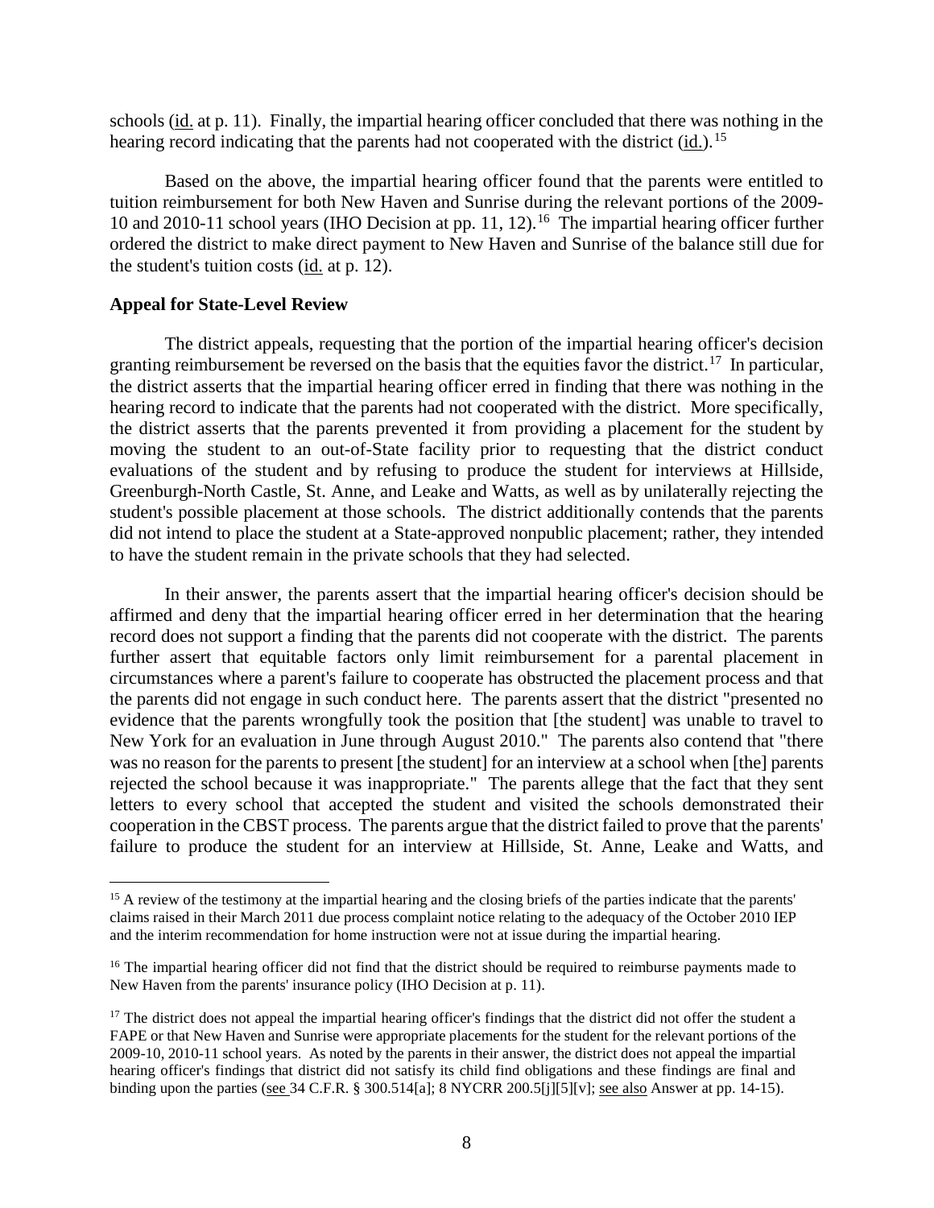schools (id. at p. 11). Finally, the impartial hearing officer concluded that there was nothing in the hearing record indicating that the parents had not cooperated with the district (id.).[15]

Based on the above, the impartial hearing officer found that the parents were entitled to tuition reimbursement for both New Haven and Sunrise during the relevant portions of the 2009-10 and 2010-11 school years (IHO Decision at pp. 11, 12).[16] The impartial hearing officer further ordered the district to make direct payment to New Haven and Sunrise of the balance still due for the student's tuition costs (id. at p. 12).

## Appeal for State-Level Review

The district appeals, requesting that the portion of the impartial hearing officer's decision granting reimbursement be reversed on the basis that the equities favor the district.[17] In particular, the district asserts that the impartial hearing officer erred in finding that there was nothing in the hearing record to indicate that the parents had not cooperated with the district. More specifically, the district asserts that the parents prevented it from providing a placement for the student by moving the student to an out-of-State facility prior to requesting that the district conduct evaluations of the student and by refusing to produce the student for interviews at Hillside, Greenburgh-North Castle, St. Anne, and Leake and Watts, as well as by unilaterally rejecting the student's possible placement at those schools. The district additionally contends that the parents did not intend to place the student at a State-approved nonpublic placement; rather, they intended to have the student remain in the private schools that they had selected.

In their answer, the parents assert that the impartial hearing officer's decision should be affirmed and deny that the impartial hearing officer erred in her determination that the hearing record does not support a finding that the parents did not cooperate with the district. The parents further assert that equitable factors only limit reimbursement for a parental placement in circumstances where a parent's failure to cooperate has obstructed the placement process and that the parents did not engage in such conduct here. The parents assert that the district "presented no evidence that the parents wrongfully took the position that [the student] was unable to travel to New York for an evaluation in June through August 2010." The parents also contend that "there was no reason for the parents to present [the student] for an interview at a school when [the] parents rejected the school because it was inappropriate." The parents allege that the fact that they sent letters to every school that accepted the student and visited the schools demonstrated their cooperation in the CBST process. The parents argue that the district failed to prove that the parents' failure to produce the student for an interview at Hillside, St. Anne, Leake and Watts, and

---

[15] A review of the testimony at the impartial hearing and the closing briefs of the parties indicate that the parents' claims raised in their March 2011 due process complaint notice relating to the adequacy of the October 2010 IEP and the interim recommendation for home instruction were not at issue during the impartial hearing.

[16] The impartial hearing officer did not find that the district should be required to reimburse payments made to New Haven from the parents' insurance policy (IHO Decision at p. 11).

[17] The district does not appeal the impartial hearing officer's findings that the district did not offer the student a FAPE or that New Haven and Sunrise were appropriate placements for the student for the relevant portions of the 2009-10, 2010-11 school years. As noted by the parents in their answer, the district does not appeal the impartial hearing officer's findings that district did not satisfy its child find obligations and these findings are final and binding upon the parties (see 34 C.F.R. § 300.514[a]; 8 NYCRR 200.5[j][5][v]; see also Answer at pp. 14-15).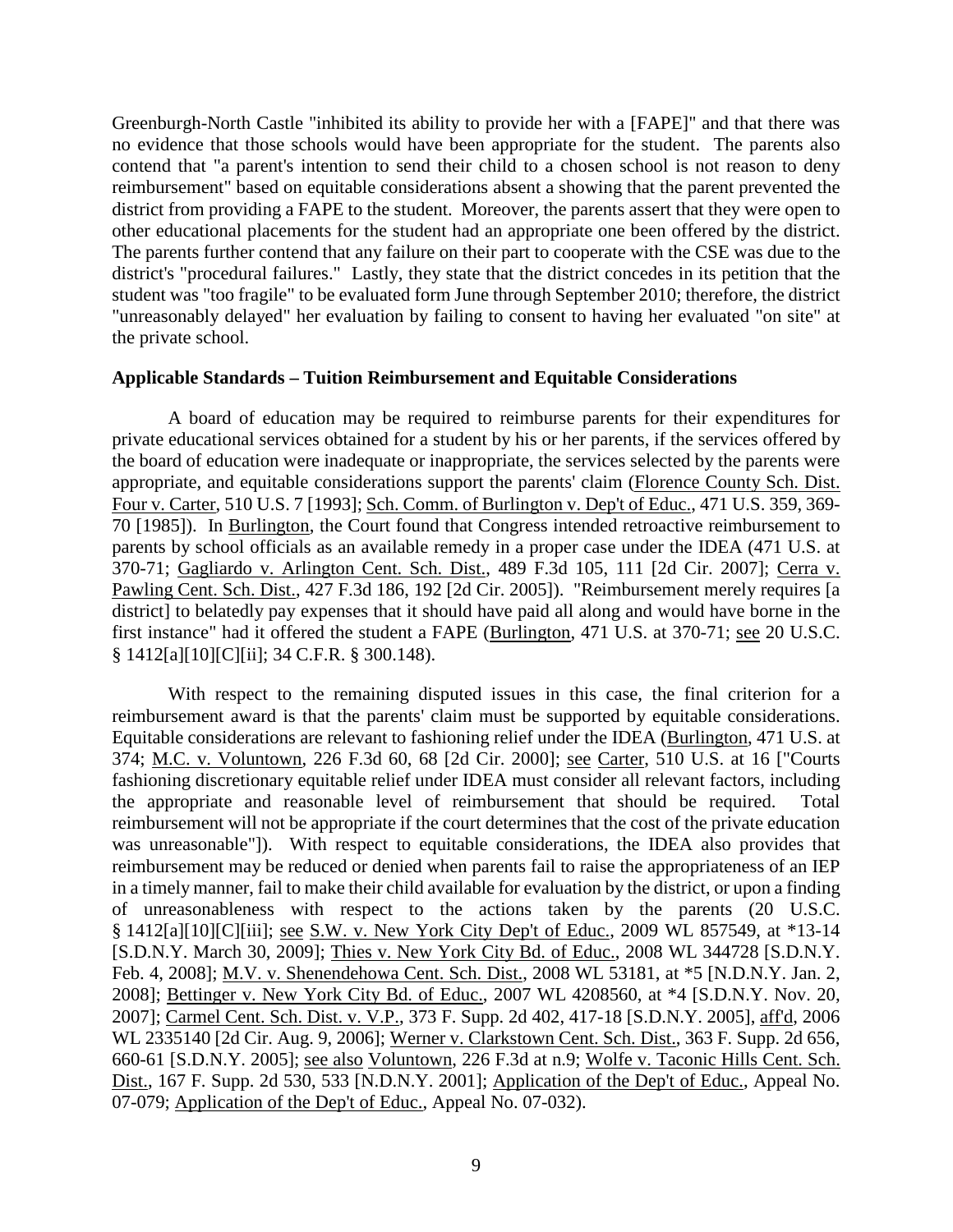Greenburgh-North Castle "inhibited its ability to provide her with a [FAPE]" and that there was no evidence that those schools would have been appropriate for the student. The parents also contend that "a parent's intention to send their child to a chosen school is not reason to deny reimbursement" based on equitable considerations absent a showing that the parent prevented the district from providing a FAPE to the student. Moreover, the parents assert that they were open to other educational placements for the student had an appropriate one been offered by the district. The parents further contend that any failure on their part to cooperate with the CSE was due to the district's "procedural failures." Lastly, they state that the district concedes in its petition that the student was "too fragile" to be evaluated form June through September 2010; therefore, the district "unreasonably delayed" her evaluation by failing to consent to having her evaluated "on site" at the private school.

**Applicable Standards – Tuition Reimbursement and Equitable Considerations**

A board of education may be required to reimburse parents for their expenditures for private educational services obtained for a student by his or her parents, if the services offered by the board of education were inadequate or inappropriate, the services selected by the parents were appropriate, and equitable considerations support the parents' claim (Florence County Sch. Dist. Four v. Carter, 510 U.S. 7 [1993]; Sch. Comm. of Burlington v. Dep't of Educ., 471 U.S. 359, 369-70 [1985]). In Burlington, the Court found that Congress intended retroactive reimbursement to parents by school officials as an available remedy in a proper case under the IDEA (471 U.S. at 370-71; Gagliardo v. Arlington Cent. Sch. Dist., 489 F.3d 105, 111 [2d Cir. 2007]; Cerra v. Pawling Cent. Sch. Dist., 427 F.3d 186, 192 [2d Cir. 2005]). "Reimbursement merely requires [a district] to belatedly pay expenses that it should have paid all along and would have borne in the first instance" had it offered the student a FAPE (Burlington, 471 U.S. at 370-71; see 20 U.S.C. § 1412[a][10][C][ii]; 34 C.F.R. § 300.148).

With respect to the remaining disputed issues in this case, the final criterion for a reimbursement award is that the parents' claim must be supported by equitable considerations. Equitable considerations are relevant to fashioning relief under the IDEA (Burlington, 471 U.S. at 374; M.C. v. Voluntown, 226 F.3d 60, 68 [2d Cir. 2000]; see Carter, 510 U.S. at 16 ["Courts fashioning discretionary equitable relief under IDEA must consider all relevant factors, including the appropriate and reasonable level of reimbursement that should be required. Total reimbursement will not be appropriate if the court determines that the cost of the private education was unreasonable"]). With respect to equitable considerations, the IDEA also provides that reimbursement may be reduced or denied when parents fail to raise the appropriateness of an IEP in a timely manner, fail to make their child available for evaluation by the district, or upon a finding of unreasonableness with respect to the actions taken by the parents (20 U.S.C. § 1412[a][10][C][iii]; see S.W. v. New York City Dep't of Educ., 2009 WL 857549, at *13-14 [S.D.N.Y. March 30, 2009]; Thies v. New York City Bd. of Educ., 2008 WL 344728 [S.D.N.Y. Feb. 4, 2008]; M.V. v. Shenendehowa Cent. Sch. Dist., 2008 WL 53181, at *5 [N.D.N.Y. Jan. 2, 2008]; Bettinger v. New York City Bd. of Educ., 2007 WL 4208560, at *4 [S.D.N.Y. Nov. 20, 2007]; Carmel Cent. Sch. Dist. v. V.P., 373 F. Supp. 2d 402, 417-18 [S.D.N.Y. 2005], aff'd, 2006 WL 2335140 [2d Cir. Aug. 9, 2006]; Werner v. Clarkstown Cent. Sch. Dist., 363 F. Supp. 2d 656, 660-61 [S.D.N.Y. 2005]; see also Voluntown, 226 F.3d at n.9; Wolfe v. Taconic Hills Cent. Sch. Dist., 167 F. Supp. 2d 530, 533 [N.D.N.Y. 2001]; Application of the Dep't of Educ., Appeal No. 07-079; Application of the Dep't of Educ., Appeal No. 07-032).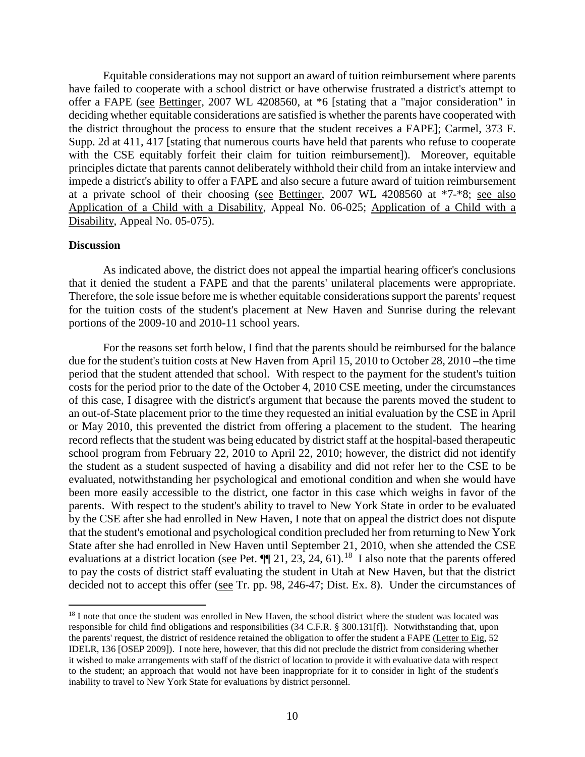Equitable considerations may not support an award of tuition reimbursement where parents have failed to cooperate with a school district or have otherwise frustrated a district's attempt to offer a FAPE (see Bettinger, 2007 WL 4208560, at *6 [stating that a "major consideration" in deciding whether equitable considerations are satisfied is whether the parents have cooperated with the district throughout the process to ensure that the student receives a FAPE]; Carmel, 373 F. Supp. 2d at 411, 417 [stating that numerous courts have held that parents who refuse to cooperate with the CSE equitably forfeit their claim for tuition reimbursement]). Moreover, equitable principles dictate that parents cannot deliberately withhold their child from an intake interview and impede a district's ability to offer a FAPE and also secure a future award of tuition reimbursement at a private school of their choosing (see Bettinger, 2007 WL 4208560 at *7-*8; see also Application of a Child with a Disability, Appeal No. 06-025; Application of a Child with a Disability, Appeal No. 05-075).

**Discussion**

As indicated above, the district does not appeal the impartial hearing officer's conclusions that it denied the student a FAPE and that the parents' unilateral placements were appropriate. Therefore, the sole issue before me is whether equitable considerations support the parents' request for the tuition costs of the student's placement at New Haven and Sunrise during the relevant portions of the 2009-10 and 2010-11 school years.

For the reasons set forth below, I find that the parents should be reimbursed for the balance due for the student's tuition costs at New Haven from April 15, 2010 to October 28, 2010 –the time period that the student attended that school. With respect to the payment for the student's tuition costs for the period prior to the date of the October 4, 2010 CSE meeting, under the circumstances of this case, I disagree with the district's argument that because the parents moved the student to an out-of-State placement prior to the time they requested an initial evaluation by the CSE in April or May 2010, this prevented the district from offering a placement to the student. The hearing record reflects that the student was being educated by district staff at the hospital-based therapeutic school program from February 22, 2010 to April 22, 2010; however, the district did not identify the student as a student suspected of having a disability and did not refer her to the CSE to be evaluated, notwithstanding her psychological and emotional condition and when she would have been more easily accessible to the district, one factor in this case which weighs in favor of the parents. With respect to the student's ability to travel to New York State in order to be evaluated by the CSE after she had enrolled in New Haven, I note that on appeal the district does not dispute that the student's emotional and psychological condition precluded her from returning to New York State after she had enrolled in New Haven until September 21, 2010, when she attended the CSE evaluations at a district location (see Pet. ¶¶ 21, 23, 24, 61).[18] I also note that the parents offered to pay the costs of district staff evaluating the student in Utah at New Haven, but that the district decided not to accept this offer (see Tr. pp. 98, 246-47; Dist. Ex. 8). Under the circumstances of

[18] I note that once the student was enrolled in New Haven, the school district where the student was located was responsible for child find obligations and responsibilities (34 C.F.R. § 300.131[f]). Notwithstanding that, upon the parents' request, the district of residence retained the obligation to offer the student a FAPE (Letter to Eig, 52 IDELR, 136 [OSEP 2009]). I note here, however, that this did not preclude the district from considering whether it wished to make arrangements with staff of the district of location to provide it with evaluative data with respect to the student; an approach that would not have been inappropriate for it to consider in light of the student's inability to travel to New York State for evaluations by district personnel.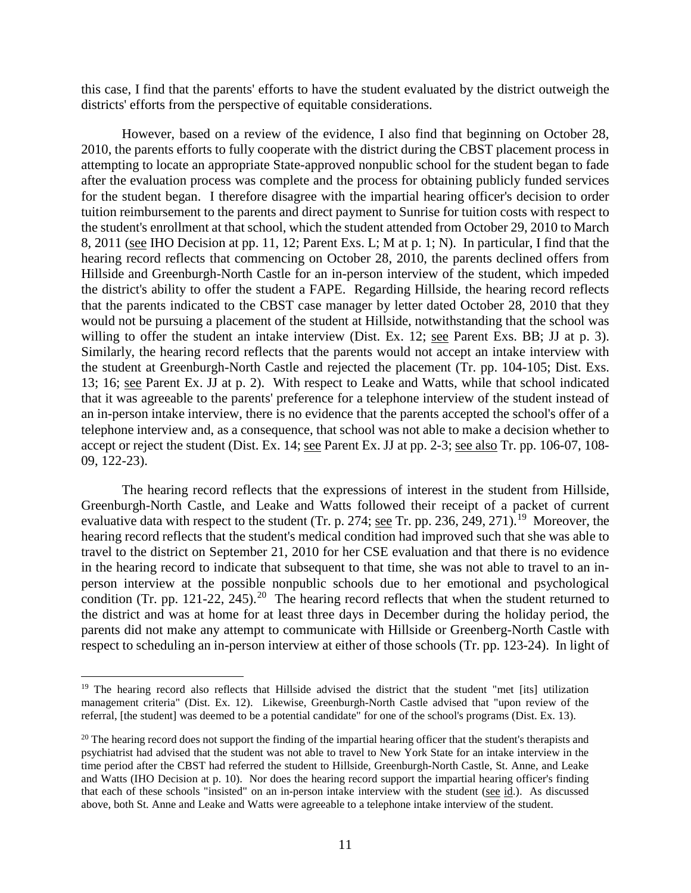this case, I find that the parents' efforts to have the student evaluated by the district outweigh the districts' efforts from the perspective of equitable considerations.

However, based on a review of the evidence, I also find that beginning on October 28, 2010, the parents efforts to fully cooperate with the district during the CBST placement process in attempting to locate an appropriate State-approved nonpublic school for the student began to fade after the evaluation process was complete and the process for obtaining publicly funded services for the student began. I therefore disagree with the impartial hearing officer's decision to order tuition reimbursement to the parents and direct payment to Sunrise for tuition costs with respect to the student's enrollment at that school, which the student attended from October 29, 2010 to March 8, 2011 (see IHO Decision at pp. 11, 12; Parent Exs. L; M at p. 1; N). In particular, I find that the hearing record reflects that commencing on October 28, 2010, the parents declined offers from Hillside and Greenburgh-North Castle for an in-person interview of the student, which impeded the district's ability to offer the student a FAPE. Regarding Hillside, the hearing record reflects that the parents indicated to the CBST case manager by letter dated October 28, 2010 that they would not be pursuing a placement of the student at Hillside, notwithstanding that the school was willing to offer the student an intake interview (Dist. Ex. 12; see Parent Exs. BB; JJ at p. 3). Similarly, the hearing record reflects that the parents would not accept an intake interview with the student at Greenburgh-North Castle and rejected the placement (Tr. pp. 104-105; Dist. Exs. 13; 16; see Parent Ex. JJ at p. 2). With respect to Leake and Watts, while that school indicated that it was agreeable to the parents' preference for a telephone interview of the student instead of an in-person intake interview, there is no evidence that the parents accepted the school's offer of a telephone interview and, as a consequence, that school was not able to make a decision whether to accept or reject the student (Dist. Ex. 14; see Parent Ex. JJ at pp. 2-3; see also Tr. pp. 106-07, 108-09, 122-23).

The hearing record reflects that the expressions of interest in the student from Hillside, Greenburgh-North Castle, and Leake and Watts followed their receipt of a packet of current evaluative data with respect to the student (Tr. p. 274; see Tr. pp. 236, 249, 271).[19] Moreover, the hearing record reflects that the student's medical condition had improved such that she was able to travel to the district on September 21, 2010 for her CSE evaluation and that there is no evidence in the hearing record to indicate that subsequent to that time, she was not able to travel to an in-person interview at the possible nonpublic schools due to her emotional and psychological condition (Tr. pp. 121-22, 245).[20] The hearing record reflects that when the student returned to the district and was at home for at least three days in December during the holiday period, the parents did not make any attempt to communicate with Hillside or Greenberg-North Castle with respect to scheduling an in-person interview at either of those schools (Tr. pp. 123-24). In light of

---

[19] The hearing record also reflects that Hillside advised the district that the student "met [its] utilization management criteria" (Dist. Ex. 12). Likewise, Greenburgh-North Castle advised that "upon review of the referral, [the student] was deemed to be a potential candidate" for one of the school's programs (Dist. Ex. 13).

[20] The hearing record does not support the finding of the impartial hearing officer that the student's therapists and psychiatrist had advised that the student was not able to travel to New York State for an intake interview in the time period after the CBST had referred the student to Hillside, Greenburgh-North Castle, St. Anne, and Leake and Watts (IHO Decision at p. 10). Nor does the hearing record support the impartial hearing officer's finding that each of these schools "insisted" on an in-person intake interview with the student (see id.). As discussed above, both St. Anne and Leake and Watts were agreeable to a telephone intake interview of the student.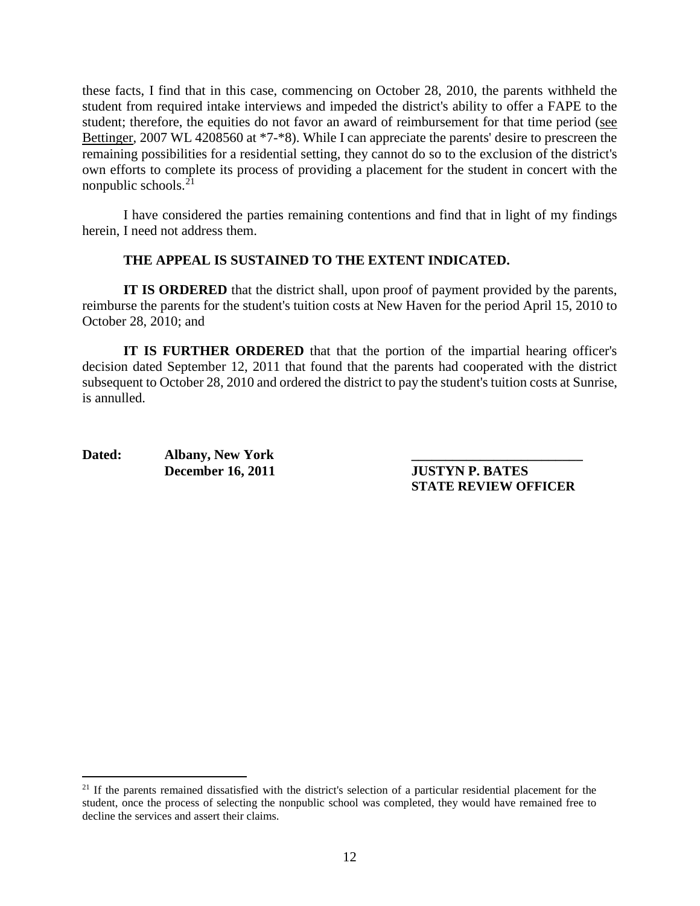these facts, I find that in this case, commencing on October 28, 2010, the parents withheld the student from required intake interviews and impeded the district's ability to offer a FAPE to the student; therefore, the equities do not favor an award of reimbursement for that time period (see Bettinger, 2007 WL 4208560 at *7-*8). While I can appreciate the parents' desire to prescreen the remaining possibilities for a residential setting, they cannot do so to the exclusion of the district's own efforts to complete its process of providing a placement for the student in concert with the nonpublic schools.[21]

I have considered the parties remaining contentions and find that in light of my findings herein, I need not address them.

**THE APPEAL IS SUSTAINED TO THE EXTENT INDICATED.**

**IT IS ORDERED** that the district shall, upon proof of payment provided by the parents, reimburse the parents for the student's tuition costs at New Haven for the period April 15, 2010 to October 28, 2010; and

**IT IS FURTHER ORDERED** that that the portion of the impartial hearing officer's decision dated September 12, 2011 that found that the parents had cooperated with the district subsequent to October 28, 2010 and ordered the district to pay the student's tuition costs at Sunrise, is annulled.

**Dated: Albany, New York**
**December 16, 2011**

\_\_\_\_\_\_\_\_\_\_\_\_\_\_\_\_\_\_\_\_\_\_\_\_\_
**JUSTYN P. BATES**
**STATE REVIEW OFFICER**

---

[21] If the parents remained dissatisfied with the district's selection of a particular residential placement for the student, once the process of selecting the nonpublic school was completed, they would have remained free to decline the services and assert their claims.